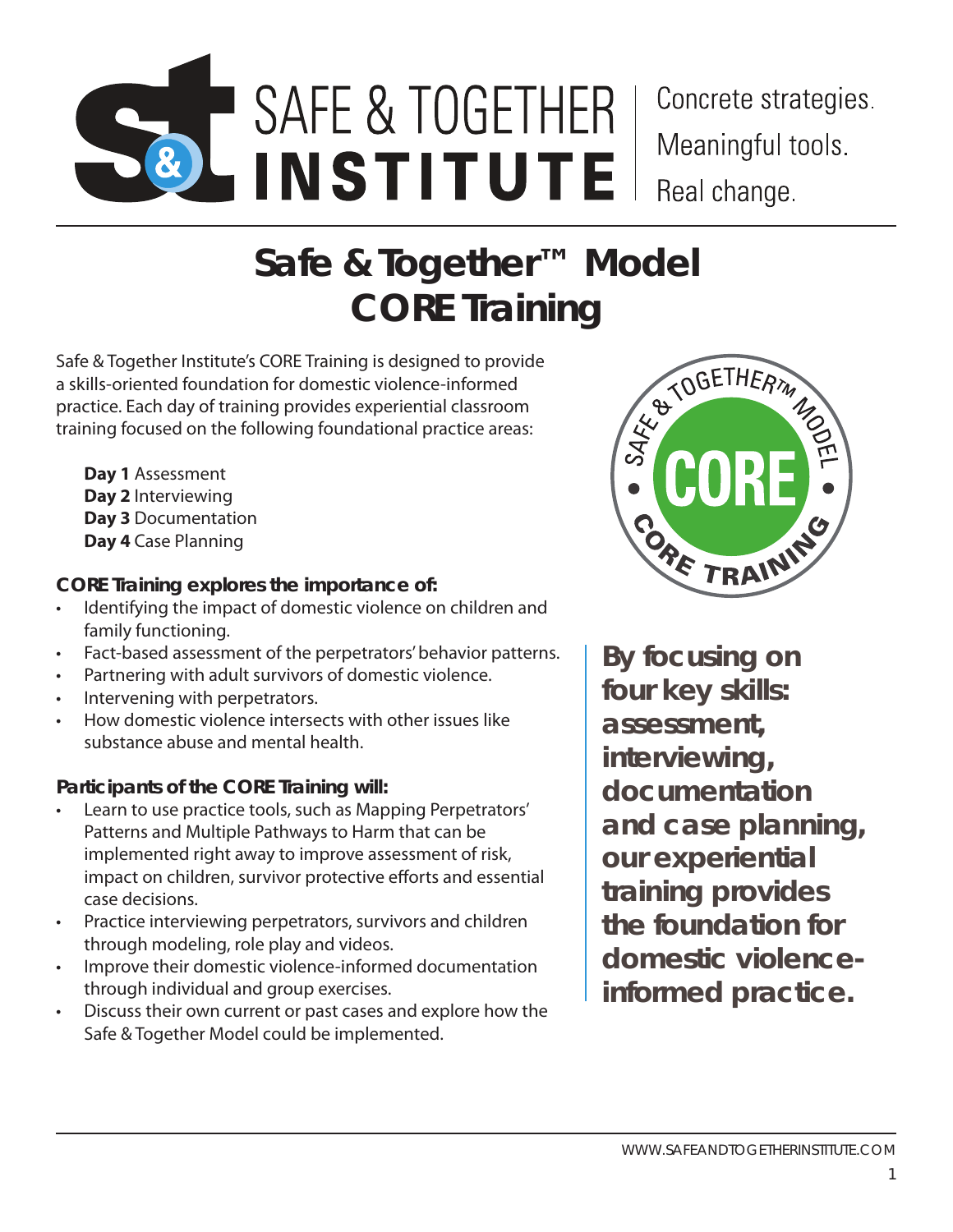SAFE & TOGETHER INSTITUTE

Concrete strategies.
Meaningful tools.
Real change.

# Safe & Together™ Model CORE Training

Safe & Together Institute's CORE Training is designed to provide a skills-oriented foundation for domestic violence-informed practice. Each day of training provides experiential classroom training focused on the following foundational practice areas:

**Day 1** Assessment
**Day 2** Interviewing
**Day 3** Documentation
**Day 4** Case Planning

**CORE Training explores the importance of:**

- Identifying the impact of domestic violence on children and family functioning.
- Fact-based assessment of the perpetrators' behavior patterns.
- Partnering with adult survivors of domestic violence.
- Intervening with perpetrators.
- How domestic violence intersects with other issues like substance abuse and mental health.

**Participants of the CORE Training will:**

- Learn to use practice tools, such as Mapping Perpetrators' Patterns and Multiple Pathways to Harm that can be implemented right away to improve assessment of risk, impact on children, survivor protective efforts and essential case decisions.
- Practice interviewing perpetrators, survivors and children through modeling, role play and videos.
- Improve their domestic violence-informed documentation through individual and group exercises.
- Discuss their own current or past cases and explore how the Safe & Together Model could be implemented.

SAFE & TOGETHER™ MODEL • CORE • CORE TRAINING

**By focusing on four key skills: assessment, interviewing, documentation and case planning, our experiential training provides the foundation for domestic violence-informed practice.**

WWW.SAFEANDTOGETHERINSTITUTE.COM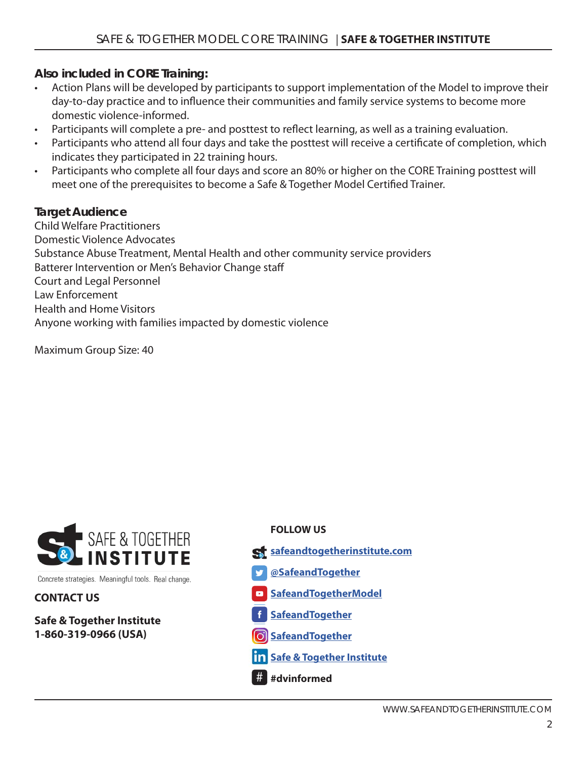### Also included in CORE Training:

- Action Plans will be developed by participants to support implementation of the Model to improve their day-to-day practice and to influence their communities and family service systems to become more domestic violence-informed.
- Participants will complete a pre- and posttest to reflect learning, as well as a training evaluation.
- Participants who attend all four days and take the posttest will receive a certificate of completion, which indicates they participated in 22 training hours.
- Participants who complete all four days and score an 80% or higher on the CORE Training posttest will meet one of the prerequisites to become a Safe & Together Model Certified Trainer.

### Target Audience

Child Welfare Practitioners
Domestic Violence Advocates
Substance Abuse Treatment, Mental Health and other community service providers
Batterer Intervention or Men's Behavior Change staff
Court and Legal Personnel
Law Enforcement
Health and Home Visitors
Anyone working with families impacted by domestic violence

Maximum Group Size: 40

SAFE & TOGETHER INSTITUTE

Concrete strategies. Meaningful tools. Real change.

**CONTACT US**

**Safe & Together Institute**
**1-860-319-0966 (USA)**

**FOLLOW US**

**safeandtogetherinstitute.com**
**@SafeandTogether**
**SafeandTogetherModel**
**SafeandTogether**
**SafeandTogether**
**Safe & Together Institute**
**#dvinformed**